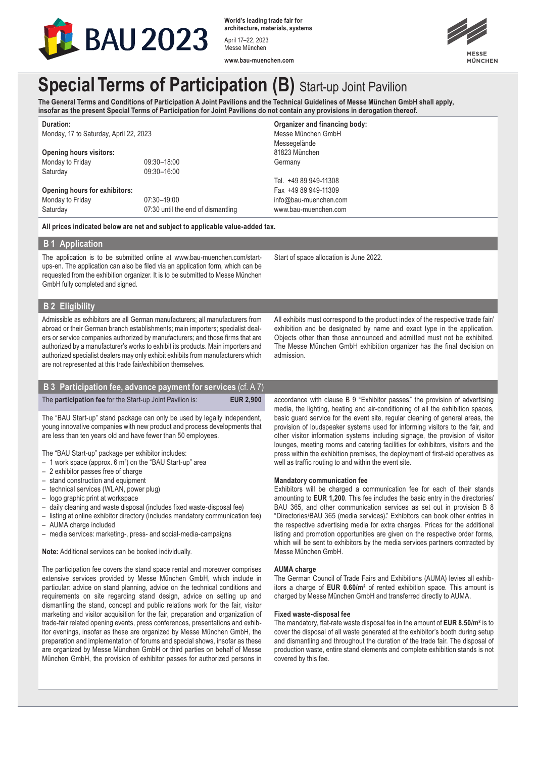BAU 2023

**World's leading trade fair for architecture, materials, systems**

April 17–22, 2023
Messe München

**www.bau-muenchen.com**

MESSE MÜNCHEN

# Special Terms of Participation (B) Start-up Joint Pavilion

**The General Terms and Conditions of Participation A Joint Pavilions and the Technical Guidelines of Messe München GmbH shall apply, insofar as the present Special Terms of Participation for Joint Pavilions do not contain any provisions in derogation thereof.**

**Duration:**
Monday, 17 to Saturday, April 22, 2023

**Opening hours visitors:**

| | |
|---|---|
| Monday to Friday | 09:30–18:00 |
| Saturday | 09:30–16:00 |

**Opening hours for exhibitors:**

| | |
|---|---|
| Monday to Friday | 07:30–19:00 |
| Saturday | 07:30 until the end of dismantling |

**Organizer and financing body:**
Messe München GmbH
Messegelände
81823 München
Germany

Tel. +49 89 949-11308
Fax +49 89 949-11309
info@bau-muenchen.com
www.bau-muenchen.com

**All prices indicated below are net and subject to applicable value-added tax.**

## B 1 Application

The application is to be submitted online at www.bau-muenchen.com/start-ups-en. The application can also be filed via an application form, which can be requested from the exhibition organizer. It is to be submitted to Messe München GmbH fully completed and signed.

Start of space allocation is June 2022.

## B 2 Eligibility

Admissible as exhibitors are all German manufacturers; all manufacturers from abroad or their German branch establishments; main importers; specialist dealers or service companies authorized by manufacturers; and those firms that are authorized by a manufacturer's works to exhibit its products. Main importers and authorized specialist dealers may only exhibit exhibits from manufacturers which are not represented at this trade fair/exhibition themselves.

All exhibits must correspond to the product index of the respective trade fair/exhibition and be designated by name and exact type in the application. Objects other than those announced and admitted must not be exhibited. The Messe München GmbH exhibition organizer has the final decision on admission.

## B 3 Participation fee, advance payment for services (cf. A 7)

| The **participation fee** for the Start-up Joint Pavilion is: | **EUR 2,900** |
|---|---|

The "BAU Start-up" stand package can only be used by legally independent, young innovative companies with new product and process developments that are less than ten years old and have fewer than 50 employees.

The "BAU Start-up" package per exhibitor includes:

- 1 work space (approx. 6 m²) on the "BAU Start-up" area
- 2 exhibitor passes free of charge
- stand construction and equipment
- technical services (WLAN, power plug)
- logo graphic print at workspace
- daily cleaning and waste disposal (includes fixed waste-disposal fee)
- listing at online exhibitor directory (includes mandatory communication fee)
- AUMA charge included
- media services: marketing-, press- and social-media-campaigns

**Note:** Additional services can be booked individually.

The participation fee covers the stand space rental and moreover comprises extensive services provided by Messe München GmbH, which include in particular: advice on stand planning, advice on the technical conditions and requirements on site regarding stand design, advice on setting up and dismantling the stand, concept and public relations work for the fair, visitor marketing and visitor acquisition for the fair, preparation and organization of trade-fair related opening events, press conferences, presentations and exhibitor evenings, insofar as these are organized by Messe München GmbH, the preparation and implementation of forums and special shows, insofar as these are organized by Messe München GmbH or third parties on behalf of Messe München GmbH, the provision of exhibitor passes for authorized persons in accordance with clause B 9 "Exhibitor passes," the provision of advertising media, the lighting, heating and air-conditioning of all the exhibition spaces, basic guard service for the event site, regular cleaning of general areas, the provision of loudspeaker systems used for informing visitors to the fair, and other visitor information systems including signage, the provision of visitor lounges, meeting rooms and catering facilities for exhibitors, visitors and the press within the exhibition premises, the deployment of first-aid operatives as well as traffic routing to and within the event site.

**Mandatory communication fee**
Exhibitors will be charged a communication fee for each of their stands amounting to **EUR 1,200**. This fee includes the basic entry in the directories/BAU 365, and other communication services as set out in provision B 8 "Directories/BAU 365 (media services)." Exhibitors can book other entries in the respective advertising media for extra charges. Prices for the additional listing and promotion opportunities are given on the respective order forms, which will be sent to exhibitors by the media services partners contracted by Messe München GmbH.

**AUMA charge**
The German Council of Trade Fairs and Exhibitions (AUMA) levies all exhibitors a charge of **EUR 0.60/m²** of rented exhibition space. This amount is charged by Messe München GmbH and transferred directly to AUMA.

**Fixed waste-disposal fee**
The mandatory, flat-rate waste disposal fee in the amount of **EUR 8.50/m²** is to cover the disposal of all waste generated at the exhibitor's booth during setup and dismantling and throughout the duration of the trade fair. The disposal of production waste, entire stand elements and complete exhibition stands is not covered by this fee.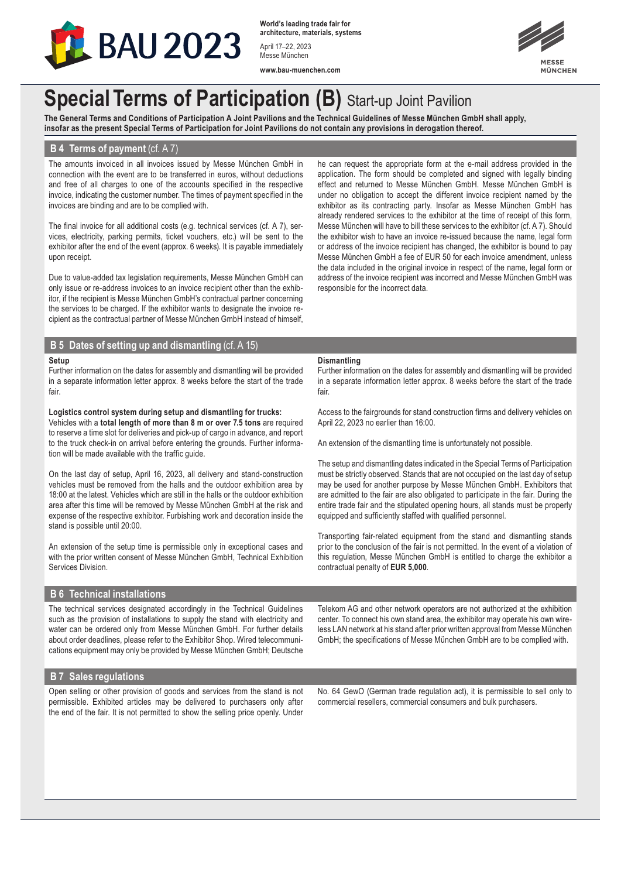# Special Terms of Participation (B) Start-up Joint Pavilion

**The General Terms and Conditions of Participation A Joint Pavilions and the Technical Guidelines of Messe München GmbH shall apply, insofar as the present Special Terms of Participation for Joint Pavilions do not contain any provisions in derogation thereof.**

## B 4 Terms of payment (cf. A 7)

The amounts invoiced in all invoices issued by Messe München GmbH in connection with the event are to be transferred in euros, without deductions and free of all charges to one of the accounts specified in the respective invoice, indicating the customer number. The times of payment specified in the invoices are binding and are to be complied with.

The final invoice for all additional costs (e.g. technical services (cf. A 7), services, electricity, parking permits, ticket vouchers, etc.) will be sent to the exhibitor after the end of the event (approx. 6 weeks). It is payable immediately upon receipt.

Due to value-added tax legislation requirements, Messe München GmbH can only issue or re-address invoices to an invoice recipient other than the exhibitor, if the recipient is Messe München GmbH's contractual partner concerning the services to be charged. If the exhibitor wants to designate the invoice recipient as the contractual partner of Messe München GmbH instead of himself, he can request the appropriate form at the e-mail address provided in the application. The form should be completed and signed with legally binding effect and returned to Messe München GmbH. Messe München GmbH is under no obligation to accept the different invoice recipient named by the exhibitor as its contracting party. Insofar as Messe München GmbH has already rendered services to the exhibitor at the time of receipt of this form, Messe München will have to bill these services to the exhibitor (cf. A 7). Should the exhibitor wish to have an invoice re-issued because the name, legal form or address of the invoice recipient has changed, the exhibitor is bound to pay Messe München GmbH a fee of EUR 50 for each invoice amendment, unless the data included in the original invoice in respect of the name, legal form or address of the invoice recipient was incorrect and Messe München GmbH was responsible for the incorrect data.

## B 5 Dates of setting up and dismantling (cf. A 15)

**Setup**

Further information on the dates for assembly and dismantling will be provided in a separate information letter approx. 8 weeks before the start of the trade fair.

**Logistics control system during setup and dismantling for trucks:**
Vehicles with a **total length of more than 8 m or over 7.5 tons** are required to reserve a time slot for deliveries and pick-up of cargo in advance, and report to the truck check-in on arrival before entering the grounds. Further information will be made available with the traffic guide.

On the last day of setup, April 16, 2023, all delivery and stand-construction vehicles must be removed from the halls and the outdoor exhibition area by 18:00 at the latest. Vehicles which are still in the halls or the outdoor exhibition area after this time will be removed by Messe München GmbH at the risk and expense of the respective exhibitor. Furbishing work and decoration inside the stand is possible until 20:00.

An extension of the setup time is permissible only in exceptional cases and with the prior written consent of Messe München GmbH, Technical Exhibition Services Division.

**Dismantling**

Further information on the dates for assembly and dismantling will be provided in a separate information letter approx. 8 weeks before the start of the trade fair.

Access to the fairgrounds for stand construction firms and delivery vehicles on April 22, 2023 no earlier than 16:00.

An extension of the dismantling time is unfortunately not possible.

The setup and dismantling dates indicated in the Special Terms of Participation must be strictly observed. Stands that are not occupied on the last day of setup may be used for another purpose by Messe München GmbH. Exhibitors that are admitted to the fair are also obligated to participate in the fair. During the entire trade fair and the stipulated opening hours, all stands must be properly equipped and sufficiently staffed with qualified personnel.

Transporting fair-related equipment from the stand and dismantling stands prior to the conclusion of the fair is not permitted. In the event of a violation of this regulation, Messe München GmbH is entitled to charge the exhibitor a contractual penalty of **EUR 5,000**.

## B 6 Technical installations

The technical services designated accordingly in the Technical Guidelines such as the provision of installations to supply the stand with electricity and water can be ordered only from Messe München GmbH. For further details about order deadlines, please refer to the Exhibitor Shop. Wired telecommunications equipment may only be provided by Messe München GmbH; Deutsche Telekom AG and other network operators are not authorized at the exhibition center. To connect his own stand area, the exhibitor may operate his own wireless LAN network at his stand after prior written approval from Messe München GmbH; the specifications of Messe München GmbH are to be complied with.

## B 7 Sales regulations

Open selling or other provision of goods and services from the stand is not permissible. Exhibited articles may be delivered to purchasers only after the end of the fair. It is not permitted to show the selling price openly. Under No. 64 GewO (German trade regulation act), it is permissible to sell only to commercial resellers, commercial consumers and bulk purchasers.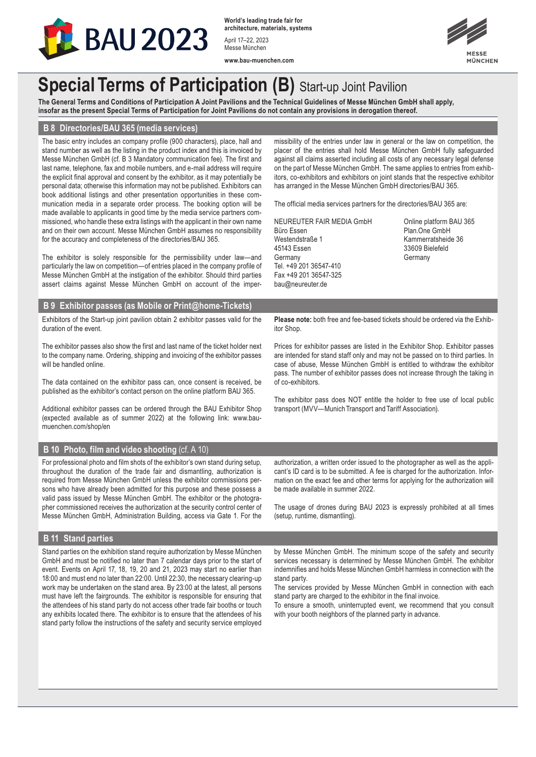# Special Terms of Participation (B) Start-up Joint Pavilion

**The General Terms and Conditions of Participation A Joint Pavilions and the Technical Guidelines of Messe München GmbH shall apply, insofar as the present Special Terms of Participation for Joint Pavilions do not contain any provisions in derogation thereof.**

## B 8 Directories/BAU 365 (media services)

The basic entry includes an company profile (900 characters), place, hall and stand number as well as the listing in the product index and this is invoiced by Messe München GmbH (cf. B 3 Mandatory communication fee). The first and last name, telephone, fax and mobile numbers, and e-mail address will require the explicit final approval and consent by the exhibitor, as it may potentially be personal data; otherwise this information may not be published. Exhibitors can book additional listings and other presentation opportunities in these communication media in a separate order process. The booking option will be made available to applicants in good time by the media service partners commissioned, who handle these extra listings with the applicant in their own name and on their own account. Messe München GmbH assumes no responsibility for the accuracy and completeness of the directories/BAU 365.

The exhibitor is solely responsible for the permissibility under law—and particularly the law on competition—of entries placed in the company profile of Messe München GmbH at the instigation of the exhibitor. Should third parties assert claims against Messe München GmbH on account of the impermissibility of the entries under law in general or the law on competition, the placer of the entries shall hold Messe München GmbH fully safeguarded against all claims asserted including all costs of any necessary legal defense on the part of Messe München GmbH. The same applies to entries from exhibitors, co-exhibitors and exhibitors on joint stands that the respective exhibitor has arranged in the Messe München GmbH directories/BAU 365.

The official media services partners for the directories/BAU 365 are:

NEUREUTER FAIR MEDIA GmbH
Büro Essen
Westendstraße 1
45143 Essen
Germany
Tel. +49 201 36547-410
Fax +49 201 36547-325
bau@neureuter.de

Online platform BAU 365
Plan.One GmbH
Kammerratsheide 36
33609 Bielefeld
Germany

## B 9 Exhibitor passes (as Mobile or Print@home-Tickets)

Exhibitors of the Start-up joint pavilion obtain 2 exhibitor passes valid for the duration of the event.

The exhibitor passes also show the first and last name of the ticket holder next to the company name. Ordering, shipping and invoicing of the exhibitor passes will be handled online.

The data contained on the exhibitor pass can, once consent is received, be published as the exhibitor's contact person on the online platform BAU 365.

Additional exhibitor passes can be ordered through the BAU Exhibitor Shop (expected available as of summer 2022) at the following link: www.bau-muenchen.com/shop/en

**Please note:** both free and fee-based tickets should be ordered via the Exhibitor Shop.

Prices for exhibitor passes are listed in the Exhibitor Shop. Exhibitor passes are intended for stand staff only and may not be passed on to third parties. In case of abuse, Messe München GmbH is entitled to withdraw the exhibitor pass. The number of exhibitor passes does not increase through the taking in of co-exhibitors.

The exhibitor pass does NOT entitle the holder to free use of local public transport (MVV—Munich Transport and Tariff Association).

## B 10 Photo, film and video shooting (cf. A 10)

For professional photo and film shots of the exhibitor's own stand during setup, throughout the duration of the trade fair and dismantling, authorization is required from Messe München GmbH unless the exhibitor commissions persons who have already been admitted for this purpose and these possess a valid pass issued by Messe München GmbH. The exhibitor or the photographer commissioned receives the authorization at the security control center of Messe München GmbH, Administration Building, access via Gate 1. For the authorization, a written order issued to the photographer as well as the applicant's ID card is to be submitted. A fee is charged for the authorization. Information on the exact fee and other terms for applying for the authorization will be made available in summer 2022.

The usage of drones during BAU 2023 is expressly prohibited at all times (setup, runtime, dismantling).

## B 11 Stand parties

Stand parties on the exhibition stand require authorization by Messe München GmbH and must be notified no later than 7 calendar days prior to the start of event. Events on April 17, 18, 19, 20 and 21, 2023 may start no earlier than 18:00 and must end no later than 22:00. Until 22:30, the necessary clearing-up work may be undertaken on the stand area. By 23:00 at the latest, all persons must have left the fairgrounds. The exhibitor is responsible for ensuring that the attendees of his stand party do not access other trade fair booths or touch any exhibits located there. The exhibitor is to ensure that the attendees of his stand party follow the instructions of the safety and security service employed by Messe München GmbH. The minimum scope of the safety and security services necessary is determined by Messe München GmbH. The exhibitor indemnifies and holds Messe München GmbH harmless in connection with the stand party.

The services provided by Messe München GmbH in connection with each stand party are charged to the exhibitor in the final invoice.

To ensure a smooth, uninterrupted event, we recommend that you consult with your booth neighbors of the planned party in advance.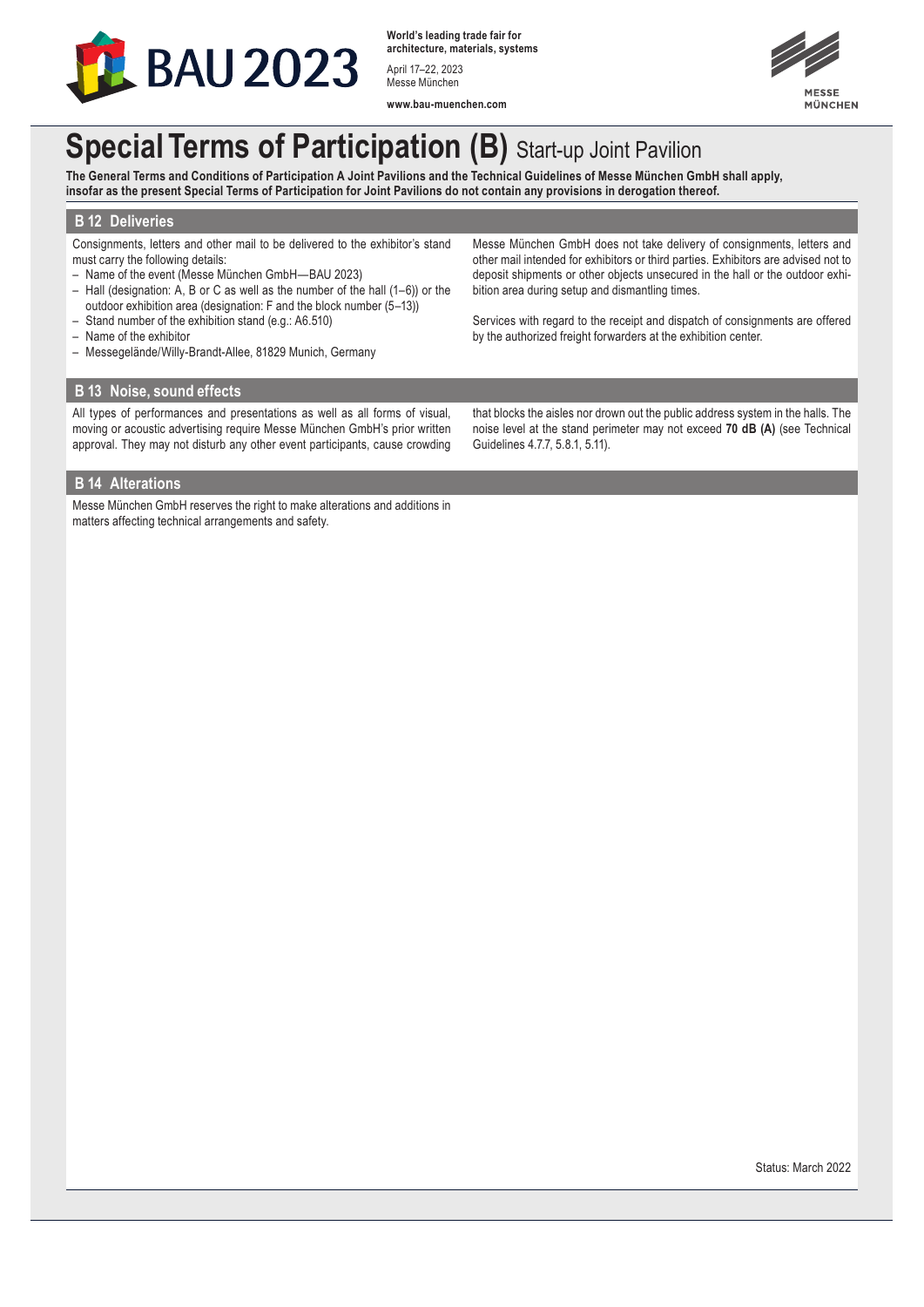# Special Terms of Participation (B) Start-up Joint Pavilion

**The General Terms and Conditions of Participation A Joint Pavilions and the Technical Guidelines of Messe München GmbH shall apply, insofar as the present Special Terms of Participation for Joint Pavilions do not contain any provisions in derogation thereof.**

## B 12 Deliveries

Consignments, letters and other mail to be delivered to the exhibitor's stand must carry the following details:

- Name of the event (Messe München GmbH—BAU 2023)
- Hall (designation: A, B or C as well as the number of the hall (1–6)) or the outdoor exhibition area (designation: F and the block number (5–13))
- Stand number of the exhibition stand (e.g.: A6.510)
- Name of the exhibitor
- Messegelände/Willy-Brandt-Allee, 81829 Munich, Germany

Messe München GmbH does not take delivery of consignments, letters and other mail intended for exhibitors or third parties. Exhibitors are advised not to deposit shipments or other objects unsecured in the hall or the outdoor exhibition area during setup and dismantling times.

Services with regard to the receipt and dispatch of consignments are offered by the authorized freight forwarders at the exhibition center.

## B 13 Noise, sound effects

All types of performances and presentations as well as all forms of visual, moving or acoustic advertising require Messe München GmbH's prior written approval. They may not disturb any other event participants, cause crowding that blocks the aisles nor drown out the public address system in the halls. The noise level at the stand perimeter may not exceed **70 dB (A)** (see Technical Guidelines 4.7.7, 5.8.1, 5.11).

## B 14 Alterations

Messe München GmbH reserves the right to make alterations and additions in matters affecting technical arrangements and safety.

Status: March 2022